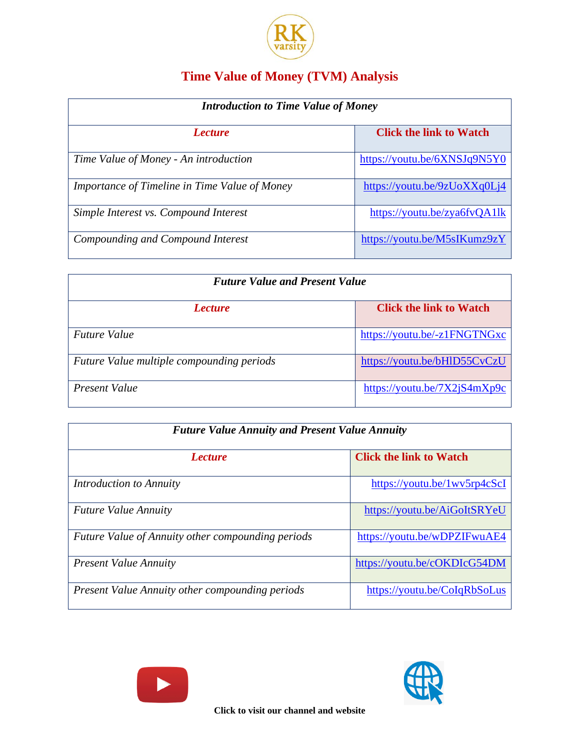# Time Value of Money (TVM) Analysis

| *Introduction to Time Value of Money* | |
|---|---|
| ***Lecture*** | **Click the link to Watch** |
| *Time Value of Money - An introduction* | https://youtu.be/6XNSJq9N5Y0 |
| *Importance of Timeline in Time Value of Money* | https://youtu.be/9zUoXXq0Lj4 |
| *Simple Interest vs. Compound Interest* | https://youtu.be/zya6fvQA1lk |
| *Compounding and Compound Interest* | https://youtu.be/M5sIKumz9zY |

| *Future Value and Present Value* | |
|---|---|
| ***Lecture*** | **Click the link to Watch** |
| *Future Value* | https://youtu.be/-z1FNGTNGxc |
| *Future Value multiple compounding periods* | https://youtu.be/bHlD55CvCzU |
| *Present Value* | https://youtu.be/7X2jS4mXp9c |

| *Future Value Annuity and Present Value Annuity* | |
|---|---|
| ***Lecture*** | **Click the link to Watch** |
| *Introduction to Annuity* | https://youtu.be/1wv5rp4cScI |
| *Future Value Annuity* | https://youtu.be/AiGoItSRYeU |
| *Future Value of Annuity other compounding periods* | https://youtu.be/wDPZIFwuAE4 |
| *Present Value Annuity* | https://youtu.be/cOKDIcG54DM |
| *Present Value Annuity other compounding periods* | https://youtu.be/CoIqRbSoLus |

**Click to visit our channel and website**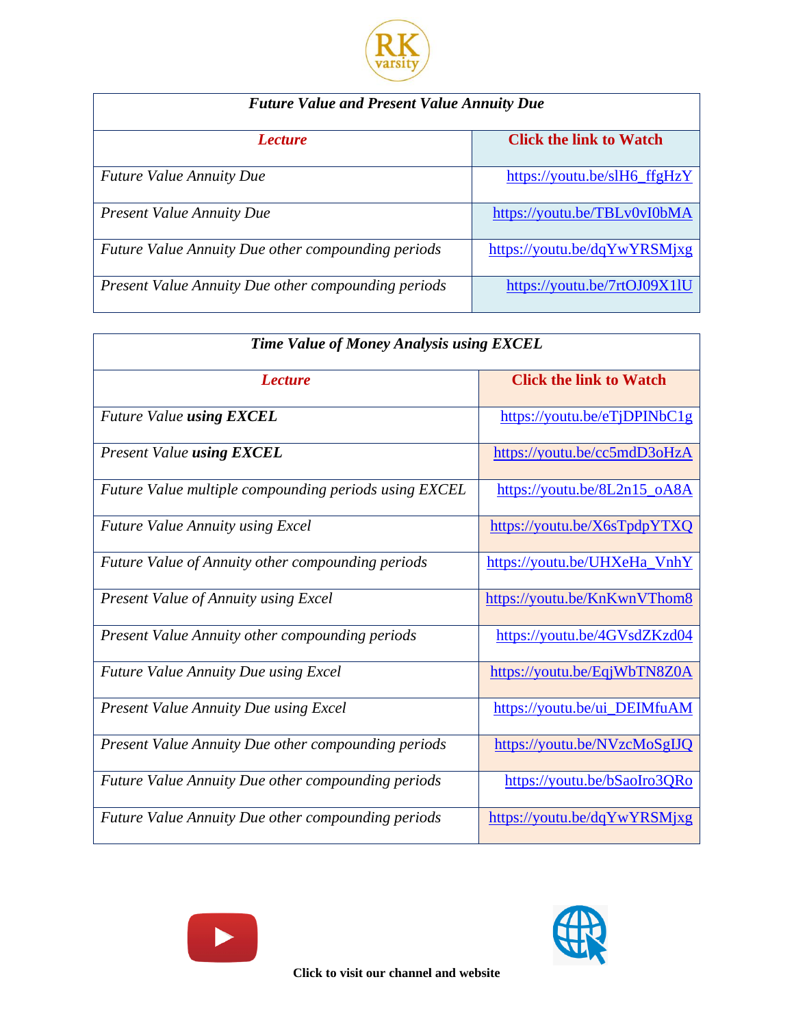| *Future Value and Present Value Annuity Due* | |
|---|---|
| ***Lecture*** | **Click the link to Watch** |
| *Future Value Annuity Due* | https://youtu.be/slH6_ffgHzY |
| *Present Value Annuity Due* | https://youtu.be/TBLv0vI0bMA |
| *Future Value Annuity Due other compounding periods* | https://youtu.be/dqYwYRSMjxg |
| *Present Value Annuity Due other compounding periods* | https://youtu.be/7rtOJ09X1lU |

| *Time Value of Money Analysis using EXCEL* | |
|---|---|
| ***Lecture*** | **Click the link to Watch** |
| *Future Value **using EXCEL*** | https://youtu.be/eTjDPINbC1g |
| *Present Value **using EXCEL*** | https://youtu.be/cc5mdD3oHzA |
| *Future Value multiple compounding periods using EXCEL* | https://youtu.be/8L2n15_oA8A |
| *Future Value Annuity using Excel* | https://youtu.be/X6sTpdpYTXQ |
| *Future Value of Annuity other compounding periods* | https://youtu.be/UHXeHa_VnhY |
| *Present Value of Annuity using Excel* | https://youtu.be/KnKwnVThom8 |
| *Present Value Annuity other compounding periods* | https://youtu.be/4GVsdZKzd04 |
| *Future Value Annuity Due using Excel* | https://youtu.be/EqjWbTN8Z0A |
| *Present Value Annuity Due using Excel* | https://youtu.be/ui_DEIMfuAM |
| *Present Value Annuity Due other compounding periods* | https://youtu.be/NVzcMoSgIJQ |
| *Future Value Annuity Due other compounding periods* | https://youtu.be/bSaoIro3QRo |
| *Future Value Annuity Due other compounding periods* | https://youtu.be/dqYwYRSMjxg |

**Click to visit our channel and website**